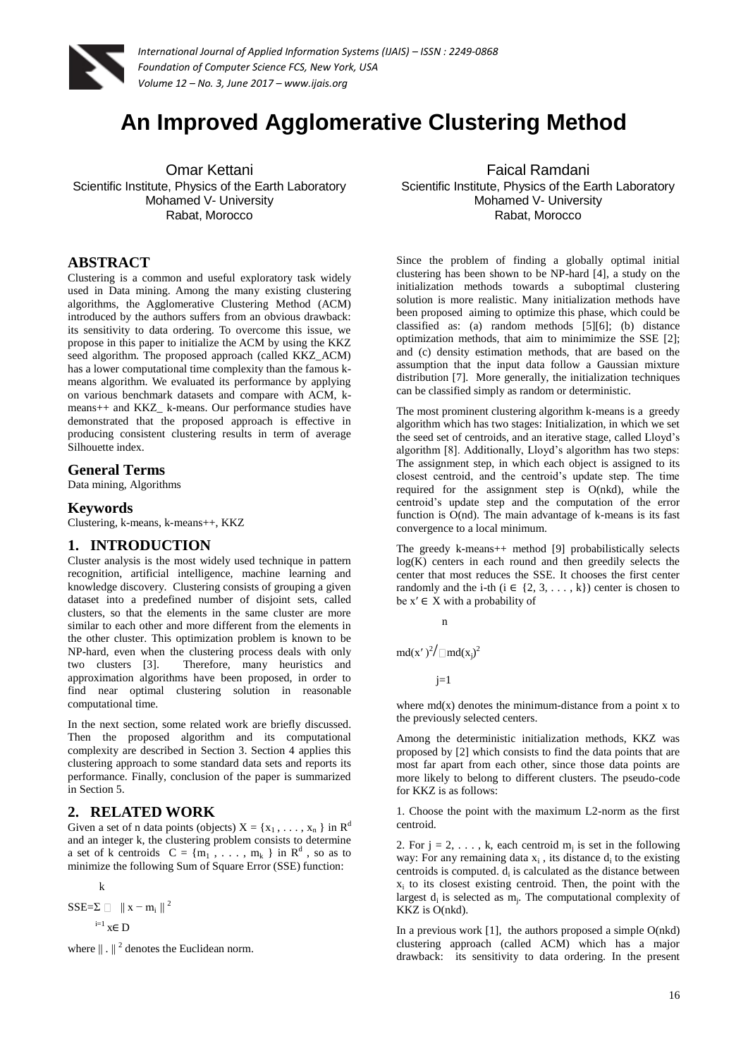# An Improved Agglomerative Clustering Method

Omar Kettani
Scientific Institute, Physics of the Earth Laboratory
Mohamed V- University
Rabat, Morocco

Faical Ramdani
Scientific Institute, Physics of the Earth Laboratory
Mohamed V- University
Rabat, Morocco

## ABSTRACT

Clustering is a common and useful exploratory task widely used in Data mining. Among the many existing clustering algorithms, the Agglomerative Clustering Method (ACM) introduced by the authors suffers from an obvious drawback: its sensitivity to data ordering. To overcome this issue, we propose in this paper to initialize the ACM by using the KKZ seed algorithm. The proposed approach (called KKZ_ACM) has a lower computational time complexity than the famous k-means algorithm. We evaluated its performance by applying on various benchmark datasets and compare with ACM, k-means++ and KKZ_ k-means. Our performance studies have demonstrated that the proposed approach is effective in producing consistent clustering results in term of average Silhouette index.

## General Terms

Data mining, Algorithms

## Keywords

Clustering, k-means, k-means++, KKZ

## 1. INTRODUCTION

Cluster analysis is the most widely used technique in pattern recognition, artificial intelligence, machine learning and knowledge discovery. Clustering consists of grouping a given dataset into a predefined number of disjoint sets, called clusters, so that the elements in the same cluster are more similar to each other and more different from the elements in the other cluster. This optimization problem is known to be NP-hard, even when the clustering process deals with only two clusters [3]. Therefore, many heuristics and approximation algorithms have been proposed, in order to find near optimal clustering solution in reasonable computational time.

In the next section, some related work are briefly discussed. Then the proposed algorithm and its computational complexity are described in Section 3. Section 4 applies this clustering approach to some standard data sets and reports its performance. Finally, conclusion of the paper is summarized in Section 5.

## 2. RELATED WORK

Given a set of n data points (objects) $X = \{x_1, \ldots, x_n\}$ in $R^d$ and an integer k, the clustering problem consists to determine a set of k centroids $C = \{m_1, \ldots, m_k\}$ in $R^d$, so as to minimize the following Sum of Square Error (SSE) function:

$$SSE = \sum_{i=1}^{k} \sum_{x \in D} \| x - m_i \|^2$$

where $\| . \|^2$ denotes the Euclidean norm.

Since the problem of finding a globally optimal initial clustering has been shown to be NP-hard [4], a study on the initialization methods towards a suboptimal clustering solution is more realistic. Many initialization methods have been proposed aiming to optimize this phase, which could be classified as: (a) random methods [5][6]; (b) distance optimization methods, that aim to minimize the SSE [2]; and (c) density estimation methods, that are based on the assumption that the input data follow a Gaussian mixture distribution [7]. More generally, the initialization techniques can be classified simply as random or deterministic.

The most prominent clustering algorithm k-means is a greedy algorithm which has two stages: Initialization, in which we set the seed set of centroids, and an iterative stage, called Lloyd's algorithm [8]. Additionally, Lloyd's algorithm has two steps: The assignment step, in which each object is assigned to its closest centroid, and the centroid's update step. The time required for the assignment step is O(nkd), while the centroid's update step and the computation of the error function is O(nd). The main advantage of k-means is its fast convergence to a local minimum.

The greedy k-means++ method [9] probabilistically selects log(K) centers in each round and then greedily selects the center that most reduces the SSE. It chooses the first center randomly and the i-th ($i \in \{2, 3, \ldots, k\}$) center is chosen to be $x' \in X$ with a probability of

$$md(x')^2 \Big/ \sum_{j=1}^{n} md(x_j)^2$$

where md(x) denotes the minimum-distance from a point x to the previously selected centers.

Among the deterministic initialization methods, KKZ was proposed by [2] which consists to find the data points that are most far apart from each other, since those data points are more likely to belong to different clusters. The pseudo-code for KKZ is as follows:

1. Choose the point with the maximum L2-norm as the first centroid.

2. For $j = 2, \ldots, k$, each centroid $m_j$ is set in the following way: For any remaining data $x_i$, its distance $d_i$ to the existing centroids is computed. $d_i$ is calculated as the distance between $x_i$ to its closest existing centroid. Then, the point with the largest $d_i$ is selected as $m_j$. The computational complexity of KKZ is O(nkd).

In a previous work [1], the authors proposed a simple O(nkd) clustering approach (called ACM) which has a major drawback: its sensitivity to data ordering. In the present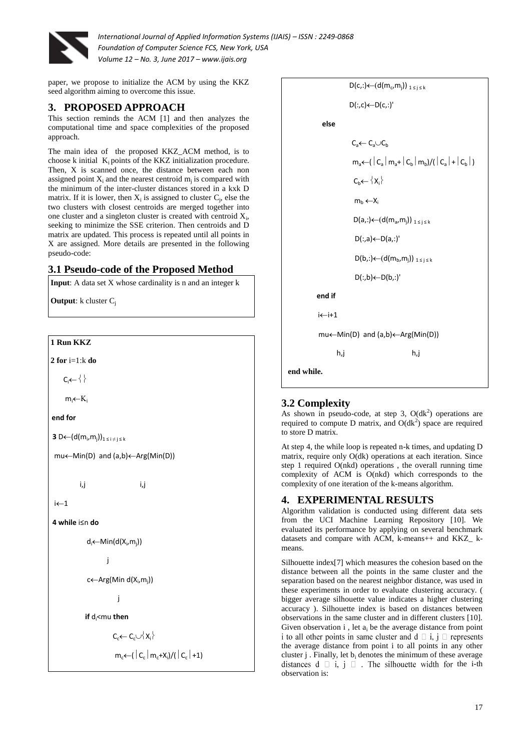paper, we propose to initialize the ACM by using the KKZ seed algorithm aiming to overcome this issue.

## 3. PROPOSED APPROACH

This section reminds the ACM [1] and then analyzes the computational time and space complexities of the proposed approach.

The main idea of the proposed KKZ_ACM method, is to choose k initial $K_i$ points of the KKZ initialization procedure. Then, X is scanned once, the distance between each non assigned point $X_i$ and the nearest centroid $m_j$ is compared with the minimum of the inter-cluster distances stored in a kxk D matrix. If it is lower, then $X_i$ is assigned to cluster $C_j$, else the two clusters with closest centroids are merged together into one cluster and a singleton cluster is created with centroid $X_i$, seeking to minimize the SSE criterion. Then centroids and D matrix are updated. This process is repeated until all points in X are assigned. More details are presented in the following pseudo-code:

### 3.1 Pseudo-code of the Proposed Method

**Input**: A data set X whose cardinality is n and an integer k

**Output**: k cluster $C_j$

**1 Run KKZ**

**2 for** i=1:k **do**

$C_i \leftarrow \{\}$

$m_i \leftarrow K_i$

**end for**

**3** $D \leftarrow (d(m_i,m_j))_{1 \le i \ne j \le k}$

$mu \leftarrow \underset{i,j}{Min}(D)$ and $(a,b) \leftarrow \underset{i,j}{Arg}(Min(D))$

$i \leftarrow 1$

**4 while** i≤n **do**

$d_i \leftarrow \underset{j}{Min}(d(X_i,m_j))$

$c \leftarrow \underset{j}{Arg}(Min\ d(X_i,m_j))$

**if** $d_i$<mu **then**

$C_c \leftarrow C_c \cup \{X_i\}$

$m_c \leftarrow (|C_c| m_c + X_i)/(|C_c|+1)$

$D(c,:) \leftarrow (d(m_c,m_j))_{1 \le j \le k}$

$D(:,c) \leftarrow D(c,:)'$

**else**

$C_a \leftarrow C_a \cup C_b$

$m_a \leftarrow (|C_a| m_a + |C_b| m_b)/(|C_a|+|C_b|)$

$C_b \leftarrow \{X_i\}$

$m_b \leftarrow X_i$

$D(a,:) \leftarrow (d(m_a,m_j))_{1 \le j \le k}$

$D(:,a) \leftarrow D(a,:)'$

$D(b,:) \leftarrow (d(m_b,m_j))_{1 \le j \le k}$

$D(:,b) \leftarrow D(b,:)'$

**end if**

$i \leftarrow i+1$

$mu \leftarrow \underset{h,j}{Min}(D)$ and $(a,b) \leftarrow \underset{h,j}{Arg}(Min(D))$

**end while.**

### 3.2 Complexity

As shown in pseudo-code, at step 3, $O(dk^2)$ operations are required to compute D matrix, and $O(dk^2)$ space are required to store D matrix.

At step 4, the while loop is repeated n-k times, and updating D matrix, require only O(dk) operations at each iteration. Since step 1 required O(nkd) operations , the overall running time complexity of ACM is O(nkd) which corresponds to the complexity of one iteration of the k-means algorithm.

## 4. EXPERIMENTAL RESULTS

Algorithm validation is conducted using different data sets from the UCI Machine Learning Repository [10]. We evaluated its performance by applying on several benchmark datasets and compare with ACM, k-means++ and KKZ_ k-means.

Silhouette index[7] which measures the cohesion based on the distance between all the points in the same cluster and the separation based on the nearest neighbor distance, was used in these experiments in order to evaluate clustering accuracy. ( bigger average silhouette value indicates a higher clustering accuracy ). Silhouette index is based on distances between observations in the same cluster and in different clusters [10]. Given observation i , let $a_i$ be the average distance from point i to all other points in same cluster and d □ i, j □ represents the average distance from point i to all points in any other cluster j . Finally, let $b_i$ denotes the minimum of these average distances d □ i, j □ . The silhouette width for the i-th observation is: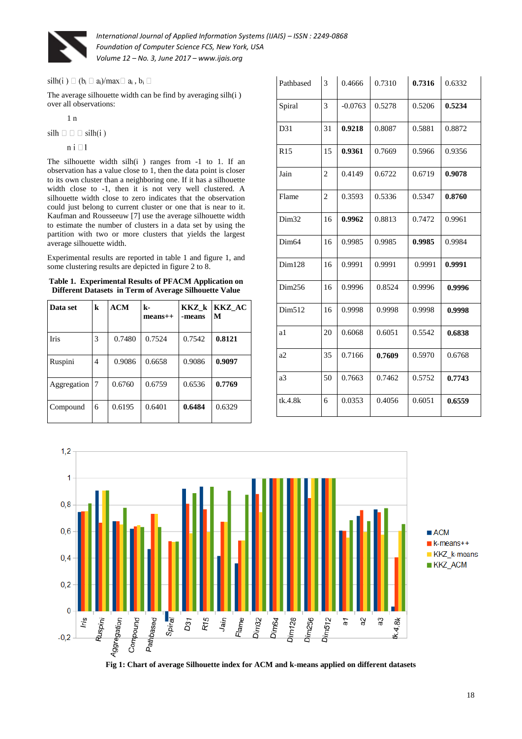$$silh(i) = (b_i - a_i)/\max\{a_i, b_i\}$$

The average silhouette width can be find by averaging silh(i ) over all observations:

$$silh = \frac{1}{n}\sum_{i=1}^{n} silh(i)$$

The silhouette width silh(i ) ranges from -1 to 1. If an observation has a value close to 1, then the data point is closer to its own cluster than a neighboring one. If it has a silhouette width close to -1, then it is not very well clustered. A silhouette width close to zero indicates that the observation could just belong to current cluster or one that is near to it. Kaufman and Rousseeuw [7] use the average silhouette width to estimate the number of clusters in a data set by using the partition with two or more clusters that yields the largest average silhouette width.

Experimental results are reported in table 1 and figure 1, and some clustering results are depicted in figure 2 to 8.

**Table 1. Experimental Results of PFACM Application on Different Datasets in Term of Average Silhouette Value**

| Data set | k | ACM | k-means++ | KKZ_k-means | KKZ_ACM |
|---|---|---|---|---|---|
| Iris | 3 | 0.7480 | 0.7524 | 0.7542 | **0.8121** |
| Ruspini | 4 | 0.9086 | 0.6658 | 0.9086 | **0.9097** |
| Aggregation | 7 | 0.6760 | 0.6759 | 0.6536 | **0.7769** |
| Compound | 6 | 0.6195 | 0.6401 | **0.6484** | 0.6329 |
| Pathbased | 3 | 0.4666 | 0.7310 | **0.7316** | 0.6332 |
| Spiral | 3 | -0.0763 | 0.5278 | 0.5206 | **0.5234** |
| D31 | 31 | **0.9218** | 0.8087 | 0.5881 | 0.8872 |
| R15 | 15 | **0.9361** | 0.7669 | 0.5966 | 0.9356 |
| Jain | 2 | 0.4149 | 0.6722 | 0.6719 | **0.9078** |
| Flame | 2 | 0.3593 | 0.5336 | 0.5347 | **0.8760** |
| Dim32 | 16 | **0.9962** | 0.8813 | 0.7472 | 0.9961 |
| Dim64 | 16 | 0.9985 | 0.9985 | **0.9985** | 0.9984 |
| Dim128 | 16 | 0.9991 | 0.9991 | 0.9991 | **0.9991** |
| Dim256 | 16 | 0.9996 | 0.8524 | 0.9996 | **0.9996** |
| Dim512 | 16 | 0.9998 | 0.9998 | 0.9998 | **0.9998** |
| a1 | 20 | 0.6068 | 0.6051 | 0.5542 | **0.6838** |
| a2 | 35 | 0.7166 | **0.7609** | 0.5970 | 0.6768 |
| a3 | 50 | 0.7663 | 0.7462 | 0.5752 | **0.7743** |
| tk.4.8k | 6 | 0.0353 | 0.4056 | 0.6051 | **0.6559** |

**Fig 1: Chart of average Silhouette index for ACM and k-means applied on different datasets**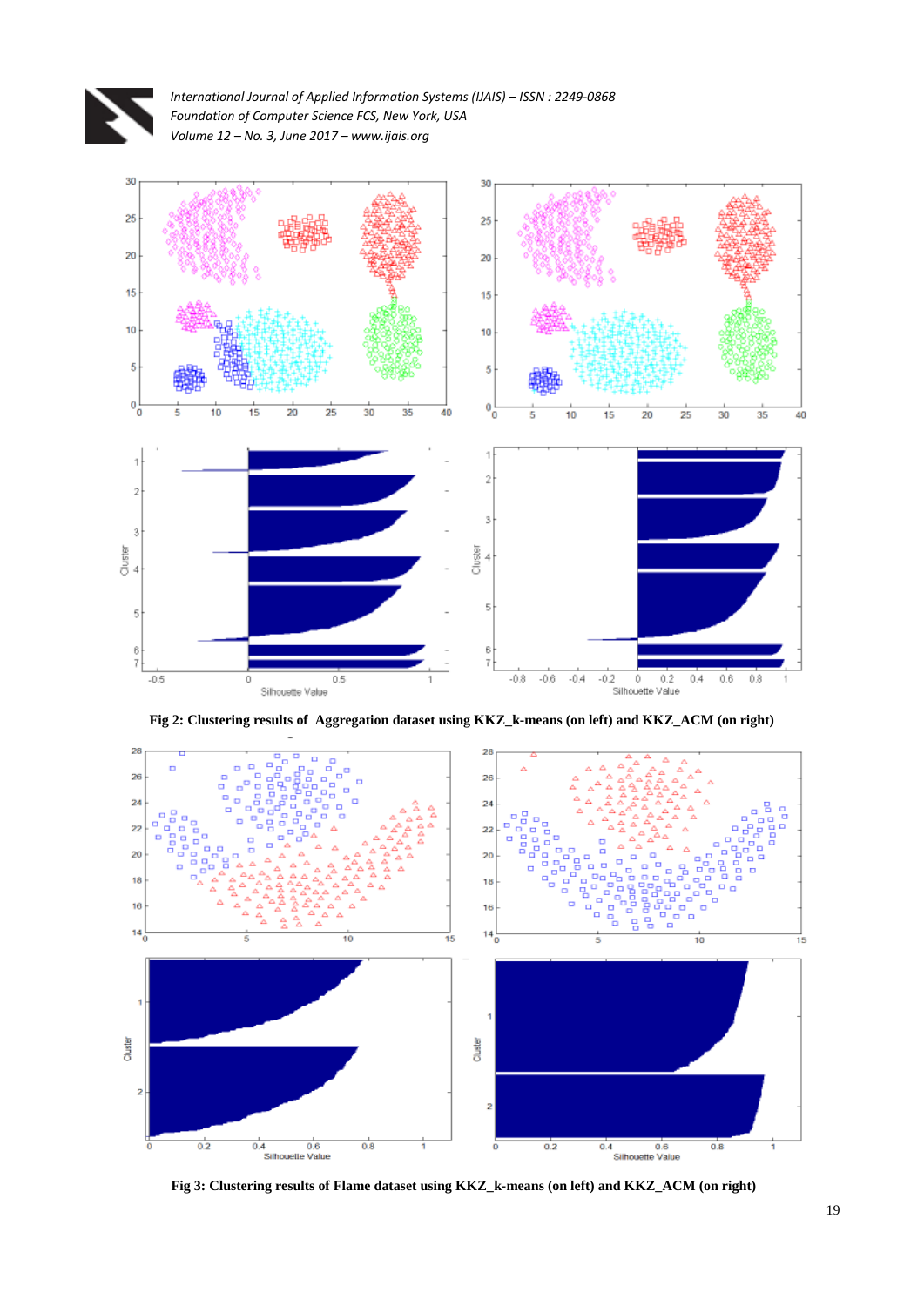Fig 2: Clustering results of Aggregation dataset using KKZ_k-means (on left) and KKZ_ACM (on right)

Fig 3: Clustering results of Flame dataset using KKZ_k-means (on left) and KKZ_ACM (on right)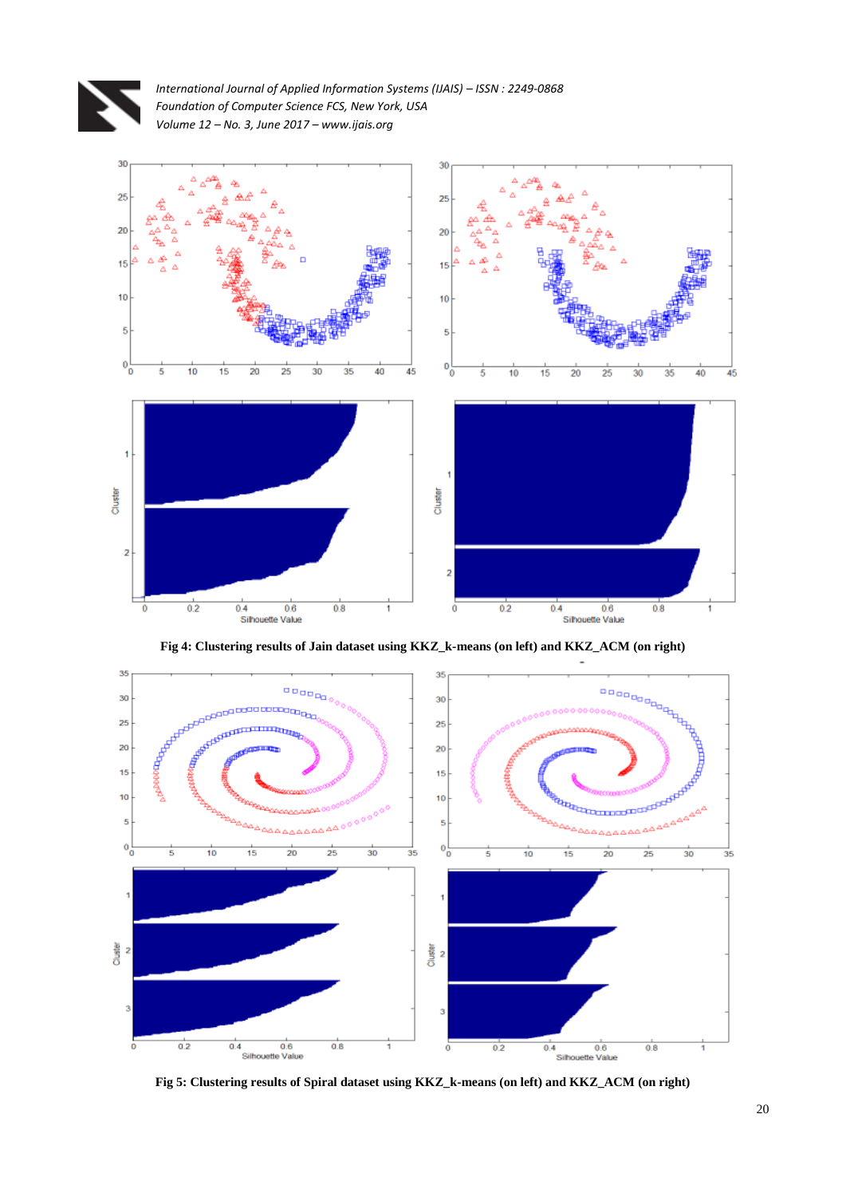**Fig 4: Clustering results of Jain dataset using KKZ_k-means (on left) and KKZ_ACM (on right)**

**Fig 5: Clustering results of Spiral dataset using KKZ_k-means (on left) and KKZ_ACM (on right)**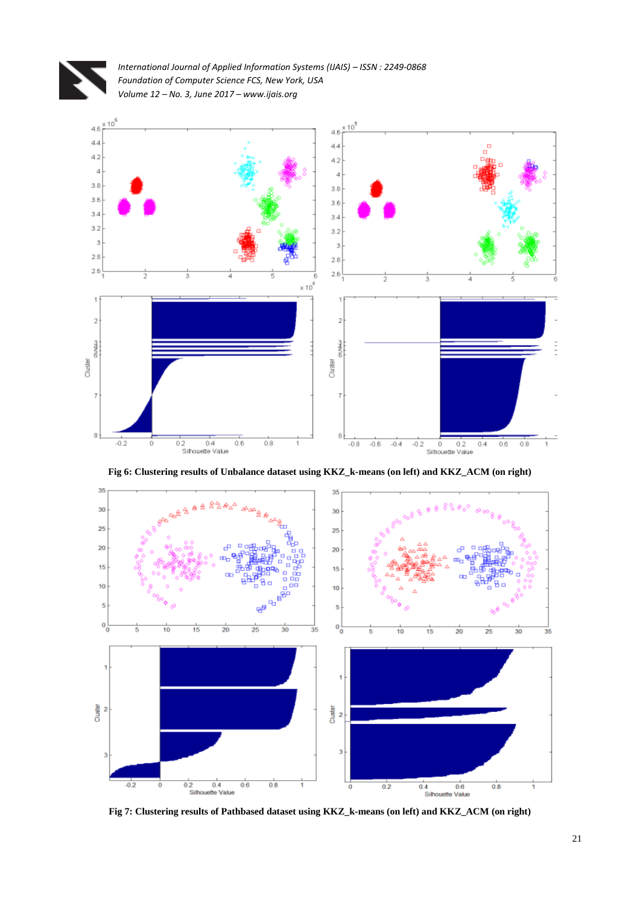**Fig 6: Clustering results of Unbalance dataset using KKZ_k-means (on left) and KKZ_ACM (on right)**

**Fig 7: Clustering results of Pathbased dataset using KKZ_k-means (on left) and KKZ_ACM (on right)**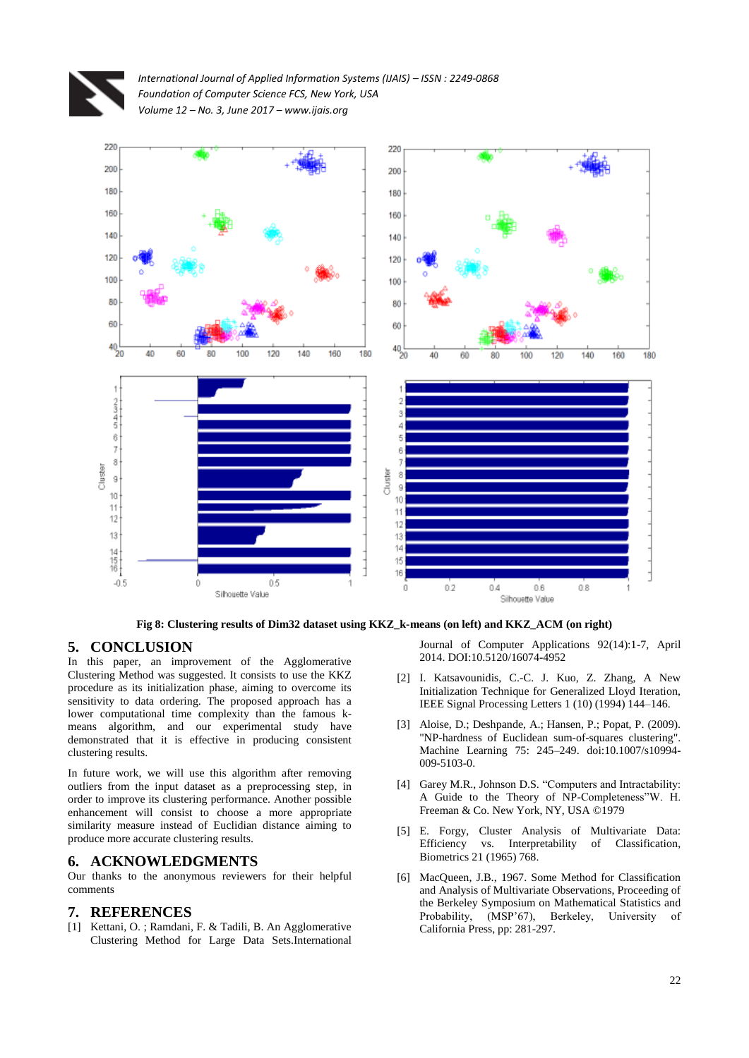Fig 8: Clustering results of Dim32 dataset using KKZ_k-means (on left) and KKZ_ACM (on right)

## 5. CONCLUSION

In this paper, an improvement of the Agglomerative Clustering Method was suggested. It consists to use the KKZ procedure as its initialization phase, aiming to overcome its sensitivity to data ordering. The proposed approach has a lower computational time complexity than the famous k-means algorithm, and our experimental study have demonstrated that it is effective in producing consistent clustering results.

In future work, we will use this algorithm after removing outliers from the input dataset as a preprocessing step, in order to improve its clustering performance. Another possible enhancement will consist to choose a more appropriate similarity measure instead of Euclidian distance aiming to produce more accurate clustering results.

## 6. ACKNOWLEDGMENTS

Our thanks to the anonymous reviewers for their helpful comments

## 7. REFERENCES

[1] Kettani, O. ; Ramdani, F. & Tadili, B. An Agglomerative Clustering Method for Large Data Sets.International Journal of Computer Applications 92(14):1-7, April 2014. DOI:10.5120/16074-4952

[2] I. Katsavounidis, C.-C. J. Kuo, Z. Zhang, A New Initialization Technique for Generalized Lloyd Iteration, IEEE Signal Processing Letters 1 (10) (1994) 144–146.

[3] Aloise, D.; Deshpande, A.; Hansen, P.; Popat, P. (2009). "NP-hardness of Euclidean sum-of-squares clustering". Machine Learning 75: 245–249. doi:10.1007/s10994-009-5103-0.

[4] Garey M.R., Johnson D.S. "Computers and Intractability: A Guide to the Theory of NP-Completeness"W. H. Freeman & Co. New York, NY, USA ©1979

[5] E. Forgy, Cluster Analysis of Multivariate Data: Efficiency vs. Interpretability of Classification, Biometrics 21 (1965) 768.

[6] MacQueen, J.B., 1967. Some Method for Classification and Analysis of Multivariate Observations, Proceeding of the Berkeley Symposium on Mathematical Statistics and Probability, (MSP'67), Berkeley, University of California Press, pp: 281-297.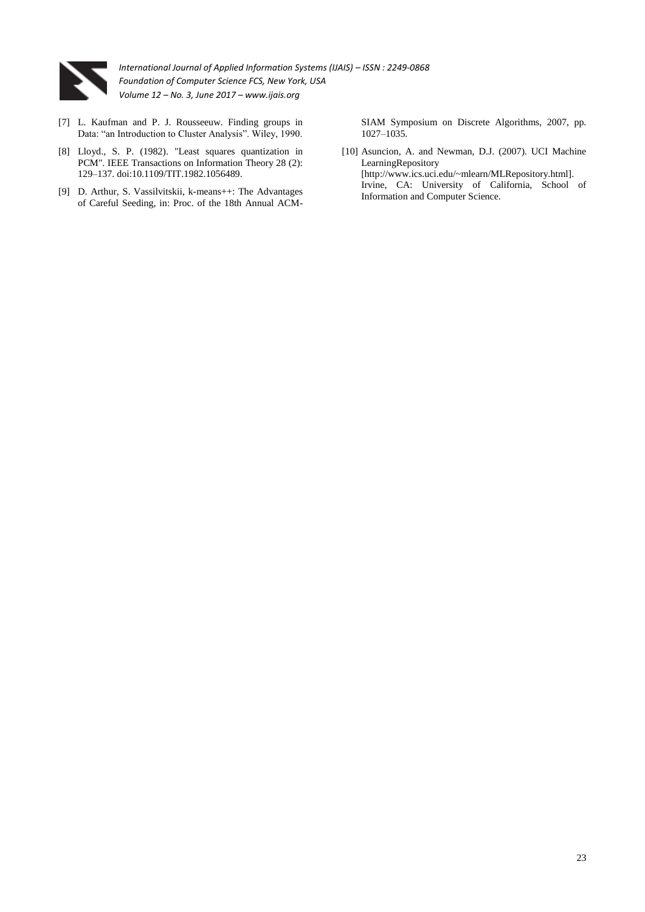[7] L. Kaufman and P. J. Rousseeuw. Finding groups in Data: "an Introduction to Cluster Analysis". Wiley, 1990.

[8] Lloyd., S. P. (1982). "Least squares quantization in PCM". IEEE Transactions on Information Theory 28 (2): 129–137. doi:10.1109/TIT.1982.1056489.

[9] D. Arthur, S. Vassilvitskii, k-means++: The Advantages of Careful Seeding, in: Proc. of the 18th Annual ACM-SIAM Symposium on Discrete Algorithms, 2007, pp. 1027–1035.

[10] Asuncion, A. and Newman, D.J. (2007). UCI Machine LearningRepository [http://www.ics.uci.edu/~mlearn/MLRepository.html]. Irvine, CA: University of California, School of Information and Computer Science.